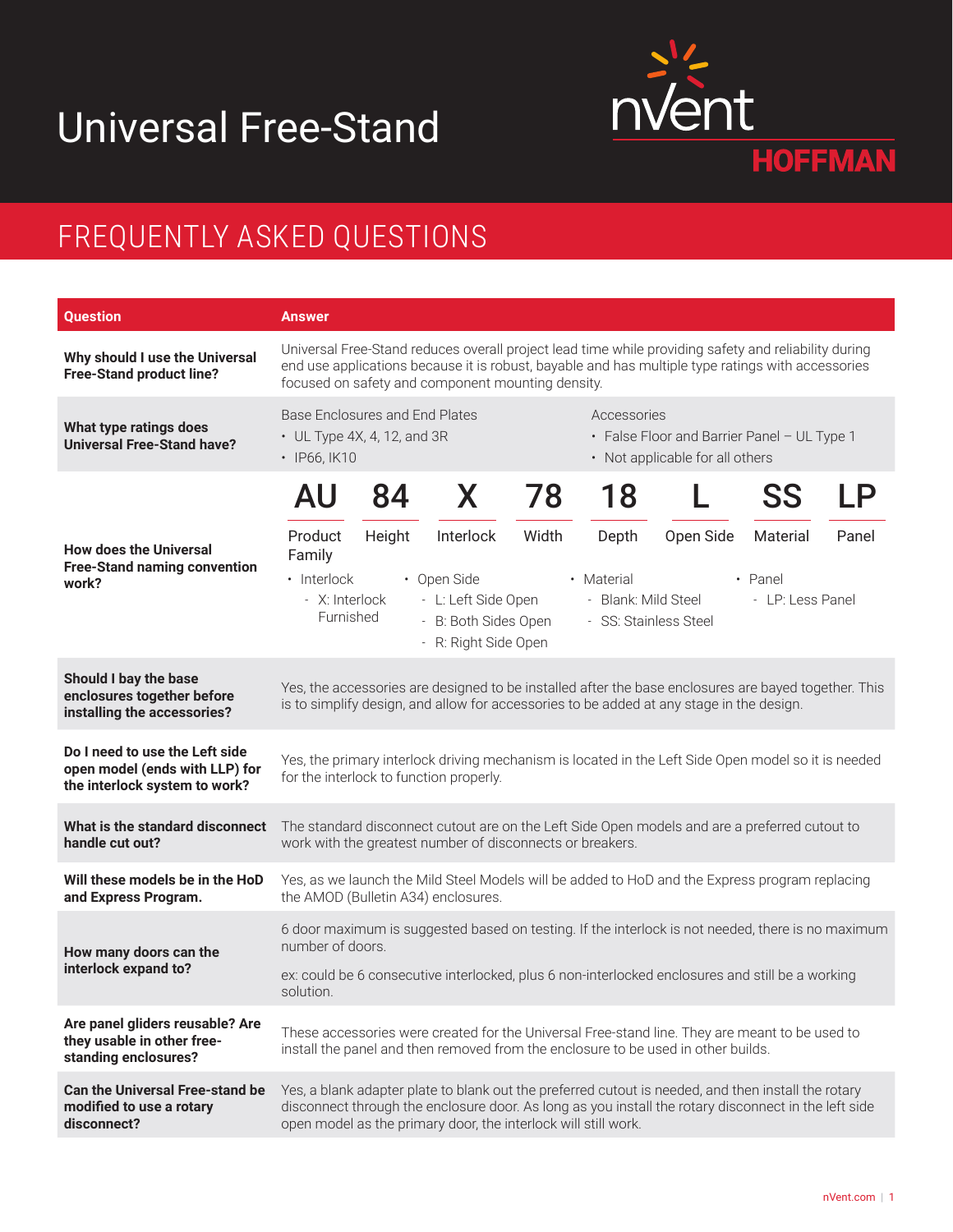# Universal Free-Stand

nVent HOFFMAN

## FREQUENTLY ASKED QUESTIONS

| Question | Answer |
| --- | --- |
| **Why should I use the Universal Free-Stand product line?** | Universal Free-Stand reduces overall project lead time while providing safety and reliability during end use applications because it is robust, bayable and has multiple type ratings with accessories focused on safety and component mounting density. |
| **What type ratings does Universal Free-Stand have?** | Base Enclosures and End Plates<br>• UL Type 4X, 4, 12, and 3R<br>• IP66, IK10<br><br>Accessories<br>• False Floor and Barrier Panel – UL Type 1<br>• Not applicable for all others |
| **How does the Universal Free-Stand naming convention work?** | AU (Product Family) – 84 (Height) – X (Interlock) – 78 (Width) – 18 (Depth) – L (Open Side) – SS (Material) – LP (Panel)<br><br>• Interlock<br>  - X: Interlock Furnished<br>• Open Side<br>  - L: Left Side Open<br>  - B: Both Sides Open<br>  - R: Right Side Open<br>• Material<br>  - Blank: Mild Steel<br>  - SS: Stainless Steel<br>• Panel<br>  - LP: Less Panel |
| **Should I bay the base enclosures together before installing the accessories?** | Yes, the accessories are designed to be installed after the base enclosures are bayed together. This is to simplify design, and allow for accessories to be added at any stage in the design. |
| **Do I need to use the Left side open model (ends with LLP) for the interlock system to work?** | Yes, the primary interlock driving mechanism is located in the Left Side Open model so it is needed for the interlock to function properly. |
| **What is the standard disconnect handle cut out?** | The standard disconnect cutout are on the Left Side Open models and are a preferred cutout to work with the greatest number of disconnects or breakers. |
| **Will these models be in the HoD and Express Program.** | Yes, as we launch the Mild Steel Models will be added to HoD and the Express program replacing the AMOD (Bulletin A34) enclosures. |
| **How many doors can the interlock expand to?** | 6 door maximum is suggested based on testing. If the interlock is not needed, there is no maximum number of doors.<br><br>ex: could be 6 consecutive interlocked, plus 6 non-interlocked enclosures and still be a working solution. |
| **Are panel gliders reusable? Are they usable in other free-standing enclosures?** | These accessories were created for the Universal Free-stand line. They are meant to be used to install the panel and then removed from the enclosure to be used in other builds. |
| **Can the Universal Free-stand be modified to use a rotary disconnect?** | Yes, a blank adapter plate to blank out the preferred cutout is needed, and then install the rotary disconnect through the enclosure door. As long as you install the rotary disconnect in the left side open model as the primary door, the interlock will still work. |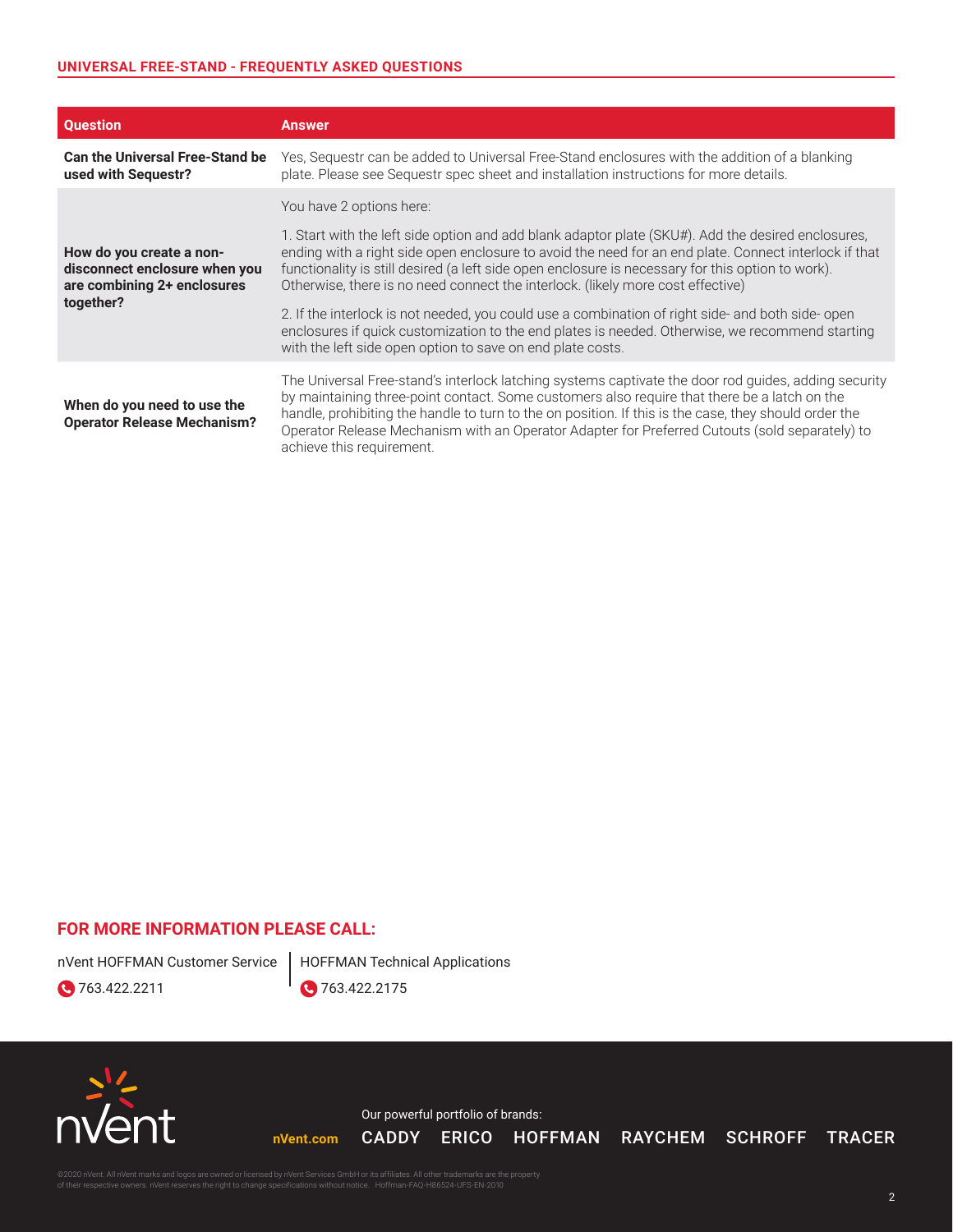| Question | Answer |
|---|---|
| **Can the Universal Free-Stand be used with Sequestr?** | Yes, Sequestr can be added to Universal Free-Stand enclosures with the addition of a blanking plate. Please see Sequestr spec sheet and installation instructions for more details. |
| **How do you create a non-disconnect enclosure when you are combining 2+ enclosures together?** | You have 2 options here:<br><br>1. Start with the left side option and add blank adaptor plate (SKU#). Add the desired enclosures, ending with a right side open enclosure to avoid the need for an end plate. Connect interlock if that functionality is still desired (a left side open enclosure is necessary for this option to work). Otherwise, there is no need connect the interlock. (likely more cost effective)<br><br>2. If the interlock is not needed, you could use a combination of right side- and both side- open enclosures if quick customization to the end plates is needed. Otherwise, we recommend starting with the left side open option to save on end plate costs. |
| **When do you need to use the Operator Release Mechanism?** | The Universal Free-stand's interlock latching systems captivate the door rod guides, adding security by maintaining three-point contact. Some customers also require that there be a latch on the handle, prohibiting the handle to turn to the on position. If this is the case, they should order the Operator Release Mechanism with an Operator Adapter for Preferred Cutouts (sold separately) to achieve this requirement. |

## FOR MORE INFORMATION PLEASE CALL:

nVent HOFFMAN Customer Service
763.422.2211

HOFFMAN Technical Applications
763.422.2175

nVent.com

Our powerful portfolio of brands:
CADDY ERICO HOFFMAN RAYCHEM SCHROFF TRACER

©2020 nVent. All nVent marks and logos are owned or licensed by nVent Services GmbH or its affiliates. All other trademarks are the property of their respective owners. nVent reserves the right to change specifications without notice. Hoffman-FAQ-H86524-UFS-EN-2010